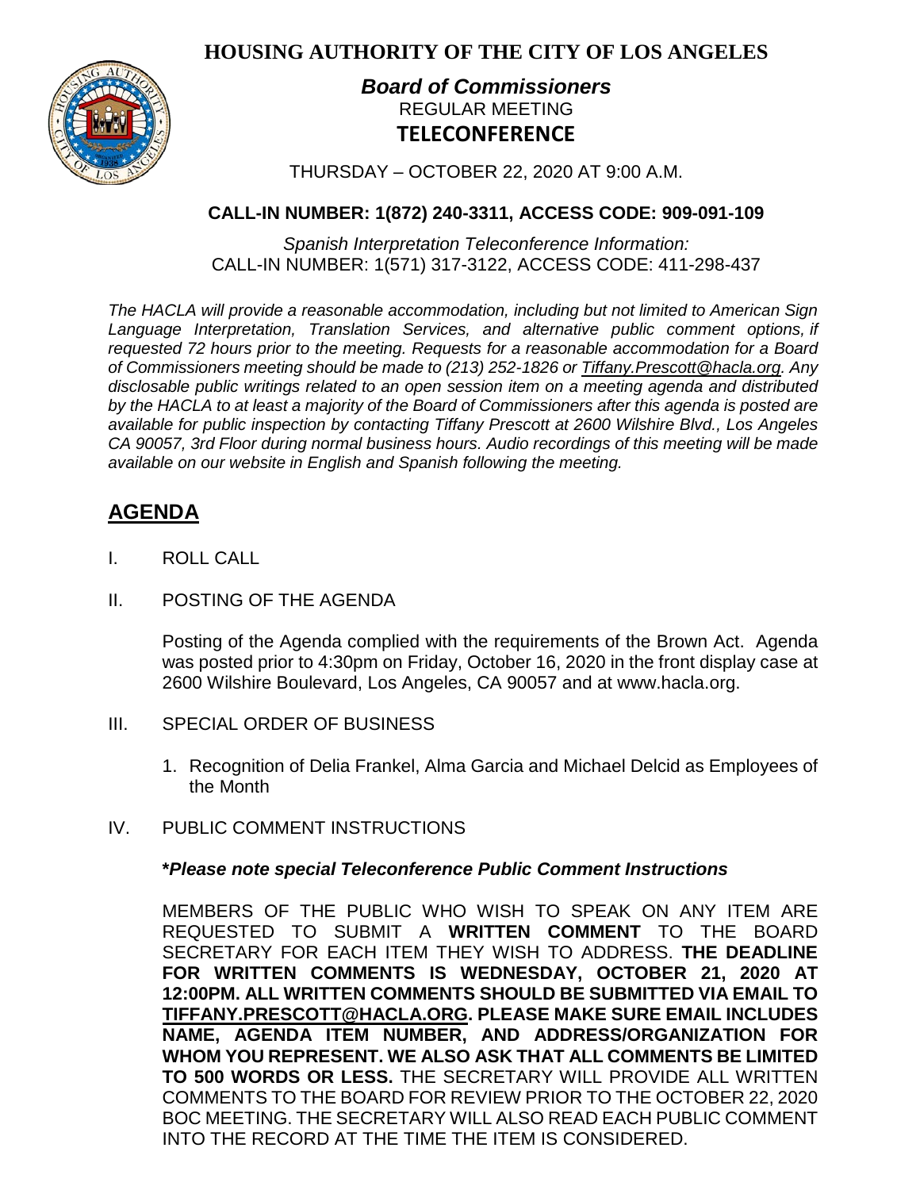# HOUSING AUTHORITY OF THE CITY OF LOS ANGELES

## *Board of Commissioners*

REGULAR MEETING

**TELECONFERENCE**

THURSDAY – OCTOBER 22, 2020 AT 9:00 A.M.

**CALL-IN NUMBER: 1(872) 240-3311, ACCESS CODE: 909-091-109**

*Spanish Interpretation Teleconference Information:*
CALL-IN NUMBER: 1(571) 317-3122, ACCESS CODE: 411-298-437

*The HACLA will provide a reasonable accommodation, including but not limited to American Sign Language Interpretation, Translation Services, and alternative public comment options, if requested 72 hours prior to the meeting. Requests for a reasonable accommodation for a Board of Commissioners meeting should be made to (213) 252-1826 or Tiffany.Prescott@hacla.org. Any disclosable public writings related to an open session item on a meeting agenda and distributed by the HACLA to at least a majority of the Board of Commissioners after this agenda is posted are available for public inspection by contacting Tiffany Prescott at 2600 Wilshire Blvd., Los Angeles CA 90057, 3rd Floor during normal business hours. Audio recordings of this meeting will be made available on our website in English and Spanish following the meeting.*

## AGENDA

I. ROLL CALL

II. POSTING OF THE AGENDA

Posting of the Agenda complied with the requirements of the Brown Act. Agenda was posted prior to 4:30pm on Friday, October 16, 2020 in the front display case at 2600 Wilshire Boulevard, Los Angeles, CA 90057 and at www.hacla.org.

III. SPECIAL ORDER OF BUSINESS

1. Recognition of Delia Frankel, Alma Garcia and Michael Delcid as Employees of the Month

IV. PUBLIC COMMENT INSTRUCTIONS

***Please note special Teleconference Public Comment Instructions***

MEMBERS OF THE PUBLIC WHO WISH TO SPEAK ON ANY ITEM ARE REQUESTED TO SUBMIT A **WRITTEN COMMENT** TO THE BOARD SECRETARY FOR EACH ITEM THEY WISH TO ADDRESS. **THE DEADLINE FOR WRITTEN COMMENTS IS WEDNESDAY, OCTOBER 21, 2020 AT 12:00PM. ALL WRITTEN COMMENTS SHOULD BE SUBMITTED VIA EMAIL TO TIFFANY.PRESCOTT@HACLA.ORG. PLEASE MAKE SURE EMAIL INCLUDES NAME, AGENDA ITEM NUMBER, AND ADDRESS/ORGANIZATION FOR WHOM YOU REPRESENT. WE ALSO ASK THAT ALL COMMENTS BE LIMITED TO 500 WORDS OR LESS.** THE SECRETARY WILL PROVIDE ALL WRITTEN COMMENTS TO THE BOARD FOR REVIEW PRIOR TO THE OCTOBER 22, 2020 BOC MEETING. THE SECRETARY WILL ALSO READ EACH PUBLIC COMMENT INTO THE RECORD AT THE TIME THE ITEM IS CONSIDERED.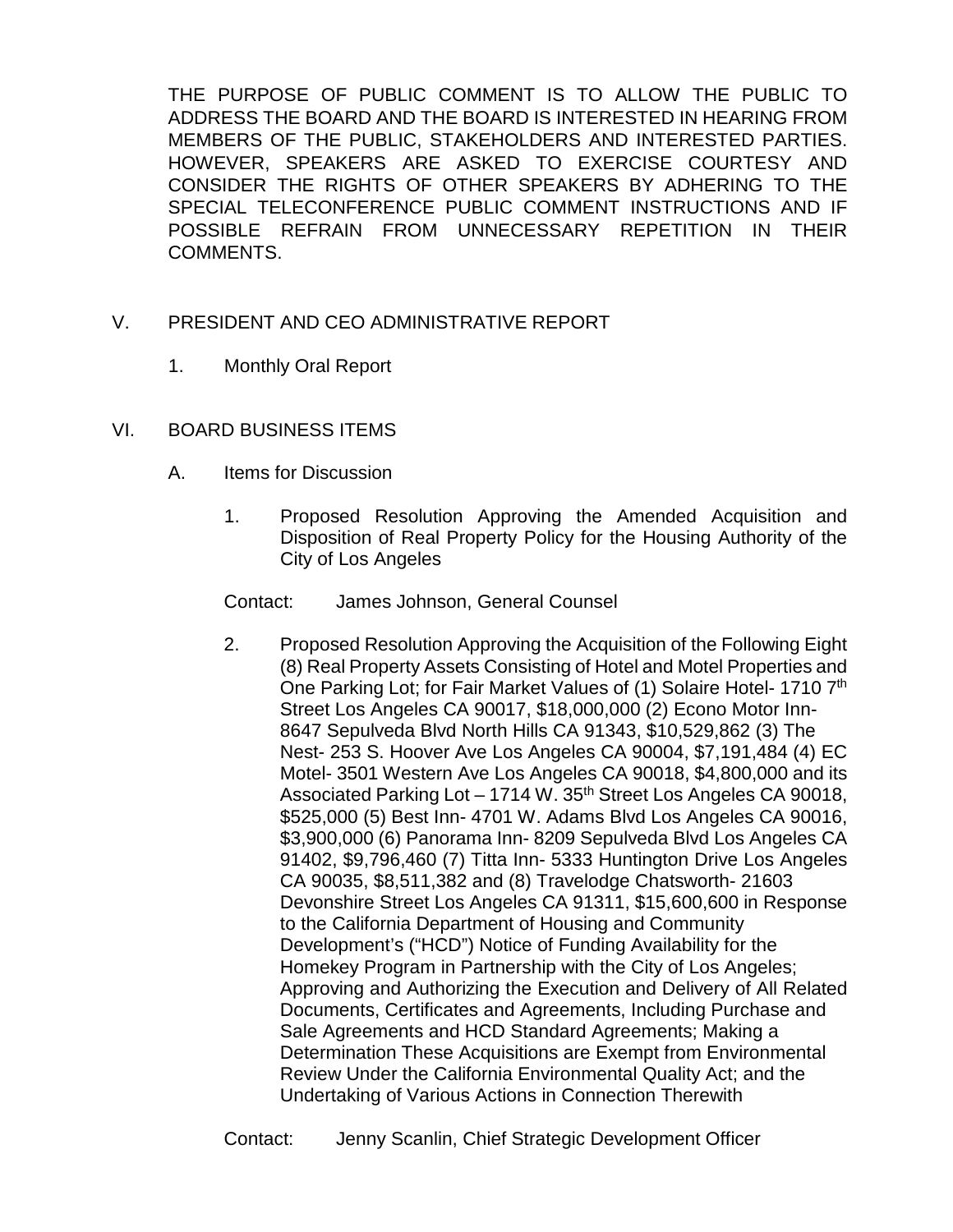THE PURPOSE OF PUBLIC COMMENT IS TO ALLOW THE PUBLIC TO ADDRESS THE BOARD AND THE BOARD IS INTERESTED IN HEARING FROM MEMBERS OF THE PUBLIC, STAKEHOLDERS AND INTERESTED PARTIES. HOWEVER, SPEAKERS ARE ASKED TO EXERCISE COURTESY AND CONSIDER THE RIGHTS OF OTHER SPEAKERS BY ADHERING TO THE SPECIAL TELECONFERENCE PUBLIC COMMENT INSTRUCTIONS AND IF POSSIBLE REFRAIN FROM UNNECESSARY REPETITION IN THEIR COMMENTS.

## V. PRESIDENT AND CEO ADMINISTRATIVE REPORT

1. Monthly Oral Report

## VI. BOARD BUSINESS ITEMS

### A. Items for Discussion

1. Proposed Resolution Approving the Amended Acquisition and Disposition of Real Property Policy for the Housing Authority of the City of Los Angeles

   Contact: James Johnson, General Counsel

2. Proposed Resolution Approving the Acquisition of the Following Eight (8) Real Property Assets Consisting of Hotel and Motel Properties and One Parking Lot; for Fair Market Values of (1) Solaire Hotel- 1710 7th Street Los Angeles CA 90017, $18,000,000 (2) Econo Motor Inn- 8647 Sepulveda Blvd North Hills CA 91343, $10,529,862 (3) The Nest- 253 S. Hoover Ave Los Angeles CA 90004, $7,191,484 (4) EC Motel- 3501 Western Ave Los Angeles CA 90018, $4,800,000 and its Associated Parking Lot – 1714 W. 35th Street Los Angeles CA 90018, $525,000 (5) Best Inn- 4701 W. Adams Blvd Los Angeles CA 90016, $3,900,000 (6) Panorama Inn- 8209 Sepulveda Blvd Los Angeles CA 91402, $9,796,460 (7) Titta Inn- 5333 Huntington Drive Los Angeles CA 90035, $8,511,382 and (8) Travelodge Chatsworth- 21603 Devonshire Street Los Angeles CA 91311, $15,600,600 in Response to the California Department of Housing and Community Development's ("HCD") Notice of Funding Availability for the Homekey Program in Partnership with the City of Los Angeles; Approving and Authorizing the Execution and Delivery of All Related Documents, Certificates and Agreements, Including Purchase and Sale Agreements and HCD Standard Agreements; Making a Determination These Acquisitions are Exempt from Environmental Review Under the California Environmental Quality Act; and the Undertaking of Various Actions in Connection Therewith

   Contact: Jenny Scanlin, Chief Strategic Development Officer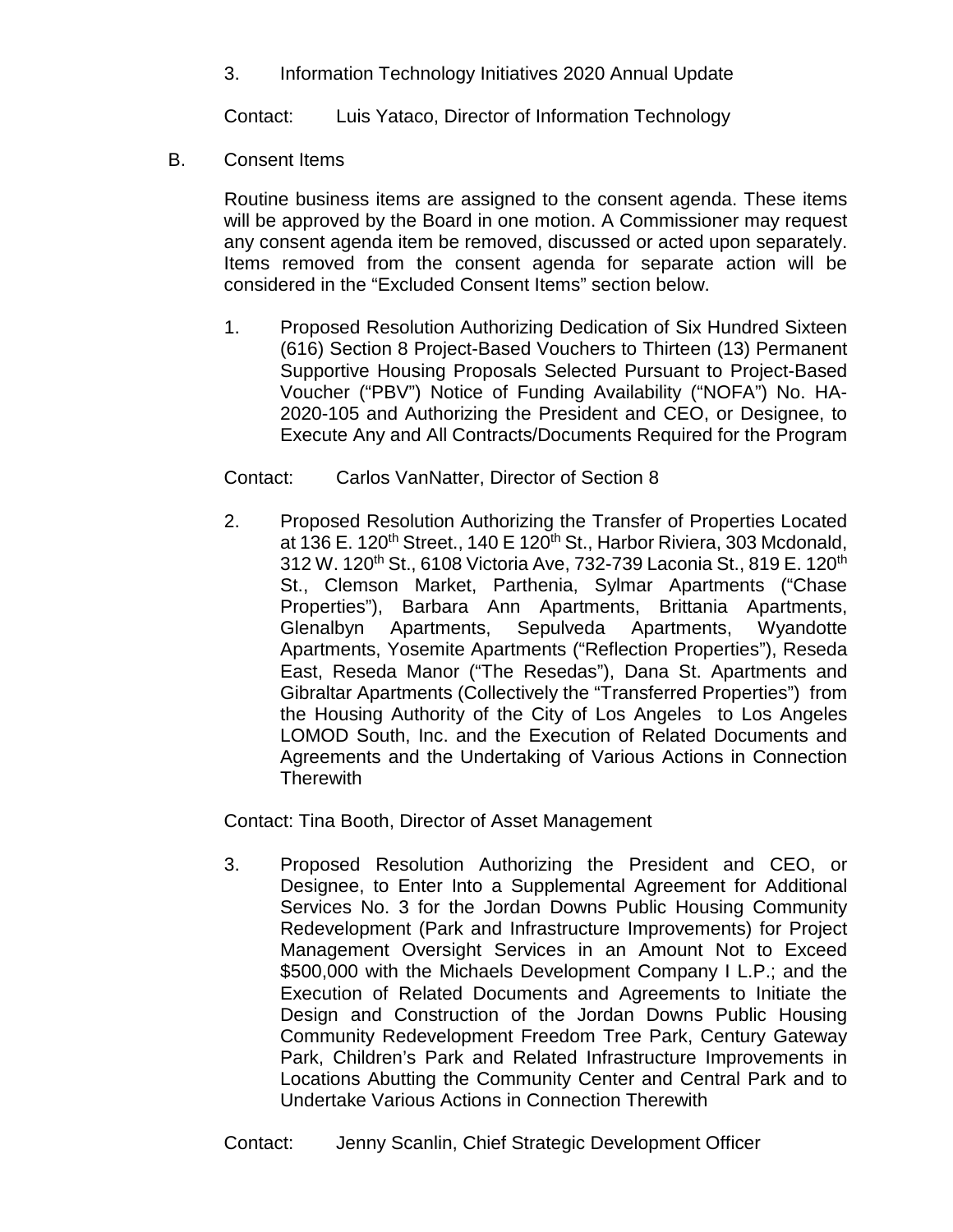3. Information Technology Initiatives 2020 Annual Update

Contact: Luis Yataco, Director of Information Technology

B. Consent Items

Routine business items are assigned to the consent agenda. These items will be approved by the Board in one motion. A Commissioner may request any consent agenda item be removed, discussed or acted upon separately. Items removed from the consent agenda for separate action will be considered in the “Excluded Consent Items” section below.

1. Proposed Resolution Authorizing Dedication of Six Hundred Sixteen (616) Section 8 Project-Based Vouchers to Thirteen (13) Permanent Supportive Housing Proposals Selected Pursuant to Project-Based Voucher (“PBV”) Notice of Funding Availability (“NOFA”) No. HA-2020-105 and Authorizing the President and CEO, or Designee, to Execute Any and All Contracts/Documents Required for the Program

Contact: Carlos VanNatter, Director of Section 8

2. Proposed Resolution Authorizing the Transfer of Properties Located at 136 E. 120th Street., 140 E 120th St., Harbor Riviera, 303 Mcdonald, 312 W. 120th St., 6108 Victoria Ave, 732-739 Laconia St., 819 E. 120th St., Clemson Market, Parthenia, Sylmar Apartments (“Chase Properties”), Barbara Ann Apartments, Brittania Apartments, Glenalbyn Apartments, Sepulveda Apartments, Wyandotte Apartments, Yosemite Apartments (“Reflection Properties”), Reseda East, Reseda Manor (“The Resedas”), Dana St. Apartments and Gibraltar Apartments (Collectively the “Transferred Properties”) from the Housing Authority of the City of Los Angeles to Los Angeles LOMOD South, Inc. and the Execution of Related Documents and Agreements and the Undertaking of Various Actions in Connection Therewith

Contact: Tina Booth, Director of Asset Management

3. Proposed Resolution Authorizing the President and CEO, or Designee, to Enter Into a Supplemental Agreement for Additional Services No. 3 for the Jordan Downs Public Housing Community Redevelopment (Park and Infrastructure Improvements) for Project Management Oversight Services in an Amount Not to Exceed $500,000 with the Michaels Development Company I L.P.; and the Execution of Related Documents and Agreements to Initiate the Design and Construction of the Jordan Downs Public Housing Community Redevelopment Freedom Tree Park, Century Gateway Park, Children’s Park and Related Infrastructure Improvements in Locations Abutting the Community Center and Central Park and to Undertake Various Actions in Connection Therewith

Contact: Jenny Scanlin, Chief Strategic Development Officer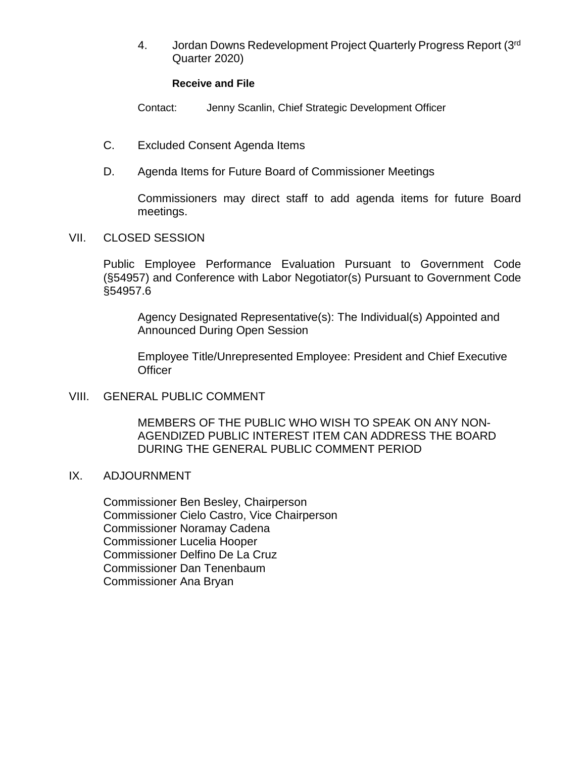4. Jordan Downs Redevelopment Project Quarterly Progress Report (3rd Quarter 2020)

   **Receive and File**

   Contact: Jenny Scanlin, Chief Strategic Development Officer

C. Excluded Consent Agenda Items

D. Agenda Items for Future Board of Commissioner Meetings

   Commissioners may direct staff to add agenda items for future Board meetings.

VII. CLOSED SESSION

Public Employee Performance Evaluation Pursuant to Government Code (§54957) and Conference with Labor Negotiator(s) Pursuant to Government Code §54957.6

Agency Designated Representative(s): The Individual(s) Appointed and Announced During Open Session

Employee Title/Unrepresented Employee: President and Chief Executive Officer

VIII. GENERAL PUBLIC COMMENT

MEMBERS OF THE PUBLIC WHO WISH TO SPEAK ON ANY NON-AGENDIZED PUBLIC INTEREST ITEM CAN ADDRESS THE BOARD DURING THE GENERAL PUBLIC COMMENT PERIOD

IX. ADJOURNMENT

Commissioner Ben Besley, Chairperson
Commissioner Cielo Castro, Vice Chairperson
Commissioner Noramay Cadena
Commissioner Lucelia Hooper
Commissioner Delfino De La Cruz
Commissioner Dan Tenenbaum
Commissioner Ana Bryan